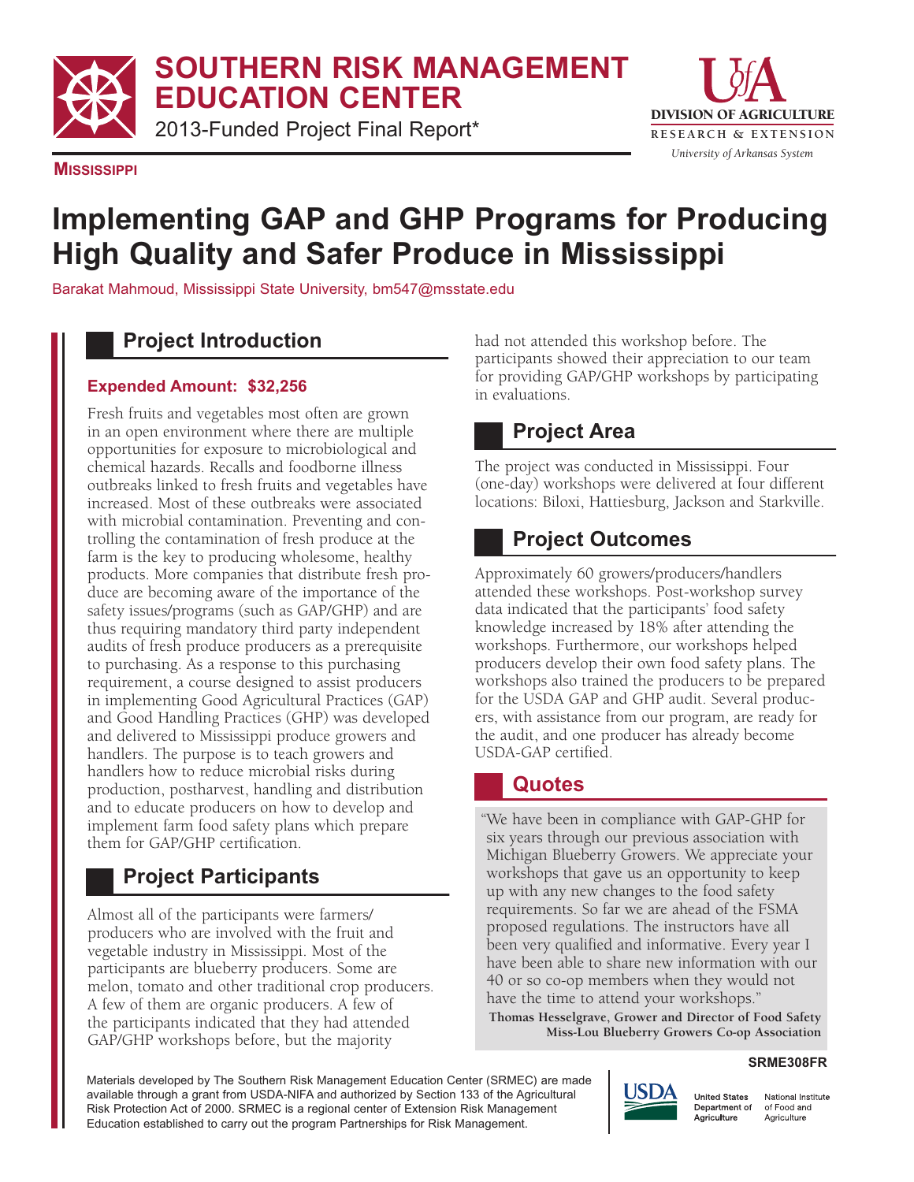# SOUTHERN RISK MANAGEMENT EDUCATION CENTER

2013-Funded Project Final Report*

DIVISION OF AGRICULTURE
RESEARCH & EXTENSION
*University of Arkansas System*

**MISSISSIPPI**

# Implementing GAP and GHP Programs for Producing High Quality and Safer Produce in Mississippi

Barakat Mahmoud, Mississippi State University, bm547@msstate.edu

## Project Introduction

**Expended Amount: $32,256**

Fresh fruits and vegetables most often are grown in an open environment where there are multiple opportunities for exposure to microbiological and chemical hazards. Recalls and foodborne illness outbreaks linked to fresh fruits and vegetables have increased. Most of these outbreaks were associated with microbial contamination. Preventing and controlling the contamination of fresh produce at the farm is the key to producing wholesome, healthy products. More companies that distribute fresh produce are becoming aware of the importance of the safety issues/programs (such as GAP/GHP) and are thus requiring mandatory third party independent audits of fresh produce producers as a prerequisite to purchasing. As a response to this purchasing requirement, a course designed to assist producers in implementing Good Agricultural Practices (GAP) and Good Handling Practices (GHP) was developed and delivered to Mississippi produce growers and handlers. The purpose is to teach growers and handlers how to reduce microbial risks during production, postharvest, handling and distribution and to educate producers on how to develop and implement farm food safety plans which prepare them for GAP/GHP certification.

## Project Participants

Almost all of the participants were farmers/producers who are involved with the fruit and vegetable industry in Mississippi. Most of the participants are blueberry producers. Some are melon, tomato and other traditional crop producers. A few of them are organic producers. A few of the participants indicated that they had attended GAP/GHP workshops before, but the majority had not attended this workshop before. The participants showed their appreciation to our team for providing GAP/GHP workshops by participating in evaluations.

## Project Area

The project was conducted in Mississippi. Four (one-day) workshops were delivered at four different locations: Biloxi, Hattiesburg, Jackson and Starkville.

## Project Outcomes

Approximately 60 growers/producers/handlers attended these workshops. Post-workshop survey data indicated that the participants' food safety knowledge increased by 18% after attending the workshops. Furthermore, our workshops helped producers develop their own food safety plans. The workshops also trained the producers to be prepared for the USDA GAP and GHP audit. Several producers, with assistance from our program, are ready for the audit, and one producer has already become USDA-GAP certified.

## Quotes

"We have been in compliance with GAP-GHP for six years through our previous association with Michigan Blueberry Growers. We appreciate your workshops that gave us an opportunity to keep up with any new changes to the food safety requirements. So far we are ahead of the FSMA proposed regulations. The instructors have all been very qualified and informative. Every year I have been able to share new information with our 40 or so co-op members when they would not have the time to attend your workshops."

**Thomas Hesselgrave, Grower and Director of Food Safety**
**Miss-Lou Blueberry Growers Co-op Association**

**SRME308FR**

Materials developed by The Southern Risk Management Education Center (SRMEC) are made available through a grant from USDA-NIFA and authorized by Section 133 of the Agricultural Risk Protection Act of 2000. SRMEC is a regional center of Extension Risk Management Education established to carry out the program Partnerships for Risk Management.

USDA — United States Department of Agriculture — National Institute of Food and Agriculture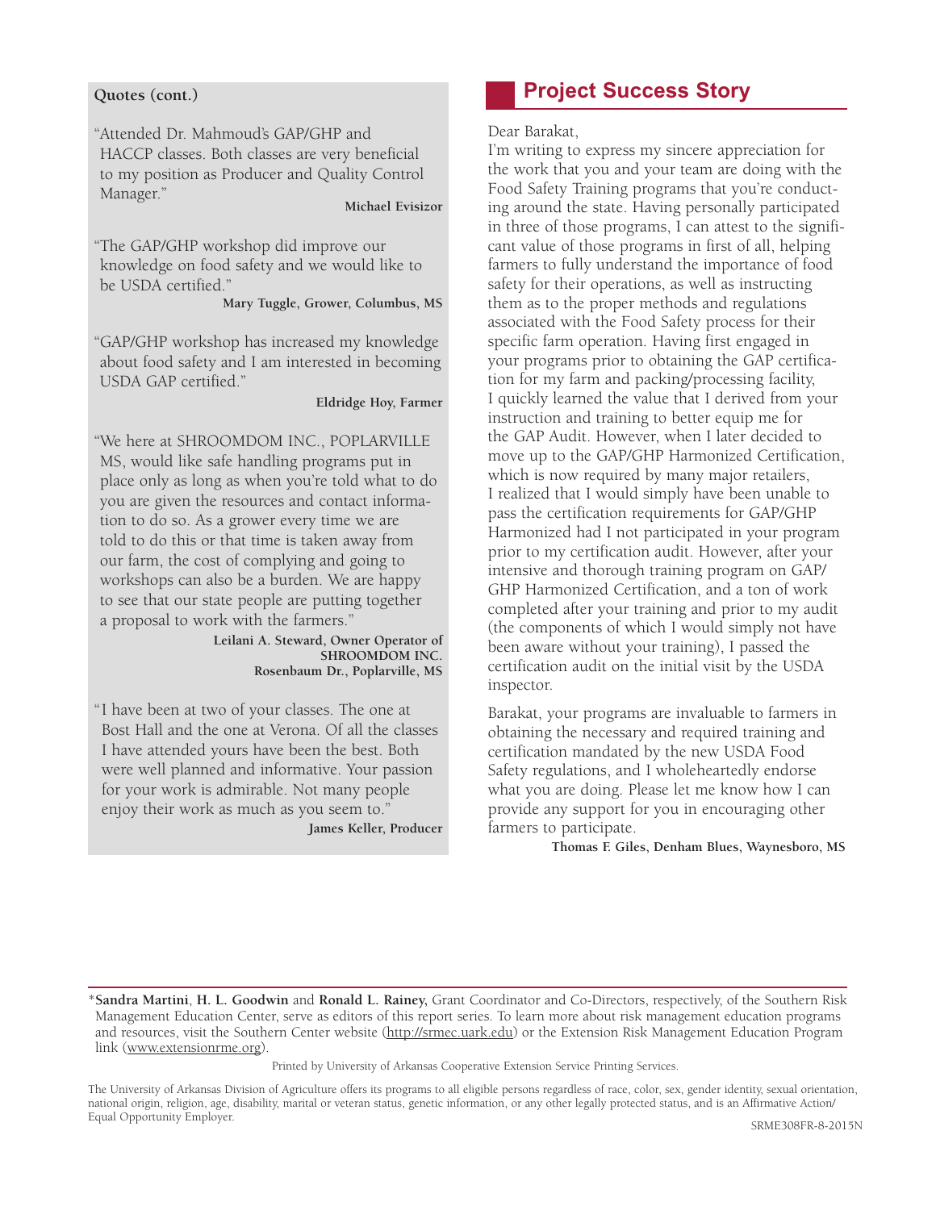**Quotes (cont.)**

"Attended Dr. Mahmoud's GAP/GHP and HACCP classes. Both classes are very beneficial to my position as Producer and Quality Control Manager."

**Michael Evisizor**

"The GAP/GHP workshop did improve our knowledge on food safety and we would like to be USDA certified."

**Mary Tuggle, Grower, Columbus, MS**

"GAP/GHP workshop has increased my knowledge about food safety and I am interested in becoming USDA GAP certified."

**Eldridge Hoy, Farmer**

"We here at SHROOMDOM INC., POPLARVILLE MS, would like safe handling programs put in place only as long as when you're told what to do you are given the resources and contact information to do so. As a grower every time we are told to do this or that time is taken away from our farm, the cost of complying and going to workshops can also be a burden. We are happy to see that our state people are putting together a proposal to work with the farmers."

**Leilani A. Steward, Owner Operator of SHROOMDOM INC. Rosenbaum Dr., Poplarville, MS**

"I have been at two of your classes. The one at Bost Hall and the one at Verona. Of all the classes I have attended yours have been the best. Both were well planned and informative. Your passion for your work is admirable. Not many people enjoy their work as much as you seem to."

**James Keller, Producer**

## Project Success Story

Dear Barakat,

I'm writing to express my sincere appreciation for the work that you and your team are doing with the Food Safety Training programs that you're conducting around the state. Having personally participated in three of those programs, I can attest to the significant value of those programs in first of all, helping farmers to fully understand the importance of food safety for their operations, as well as instructing them as to the proper methods and regulations associated with the Food Safety process for their specific farm operation. Having first engaged in your programs prior to obtaining the GAP certification for my farm and packing/processing facility, I quickly learned the value that I derived from your instruction and training to better equip me for the GAP Audit. However, when I later decided to move up to the GAP/GHP Harmonized Certification, which is now required by many major retailers, I realized that I would simply have been unable to pass the certification requirements for GAP/GHP Harmonized had I not participated in your program prior to my certification audit. However, after your intensive and thorough training program on GAP/GHP Harmonized Certification, and a ton of work completed after your training and prior to my audit (the components of which I would simply not have been aware without your training), I passed the certification audit on the initial visit by the USDA inspector.

Barakat, your programs are invaluable to farmers in obtaining the necessary and required training and certification mandated by the new USDA Food Safety regulations, and I wholeheartedly endorse what you are doing. Please let me know how I can provide any support for you in encouraging other farmers to participate.

**Thomas F. Giles, Denham Blues, Waynesboro, MS**

---

*__Sandra Martini__, __H. L. Goodwin__ and __Ronald L. Rainey__, Grant Coordinator and Co-Directors, respectively, of the Southern Risk Management Education Center, serve as editors of this report series. To learn more about risk management education programs and resources, visit the Southern Center website (http://srmec.uark.edu) or the Extension Risk Management Education Program link (www.extensionrme.org).

Printed by University of Arkansas Cooperative Extension Service Printing Services.

The University of Arkansas Division of Agriculture offers its programs to all eligible persons regardless of race, color, sex, gender identity, sexual orientation, national origin, religion, age, disability, marital or veteran status, genetic information, or any other legally protected status, and is an Affirmative Action/Equal Opportunity Employer.

SRME308FR-8-2015N